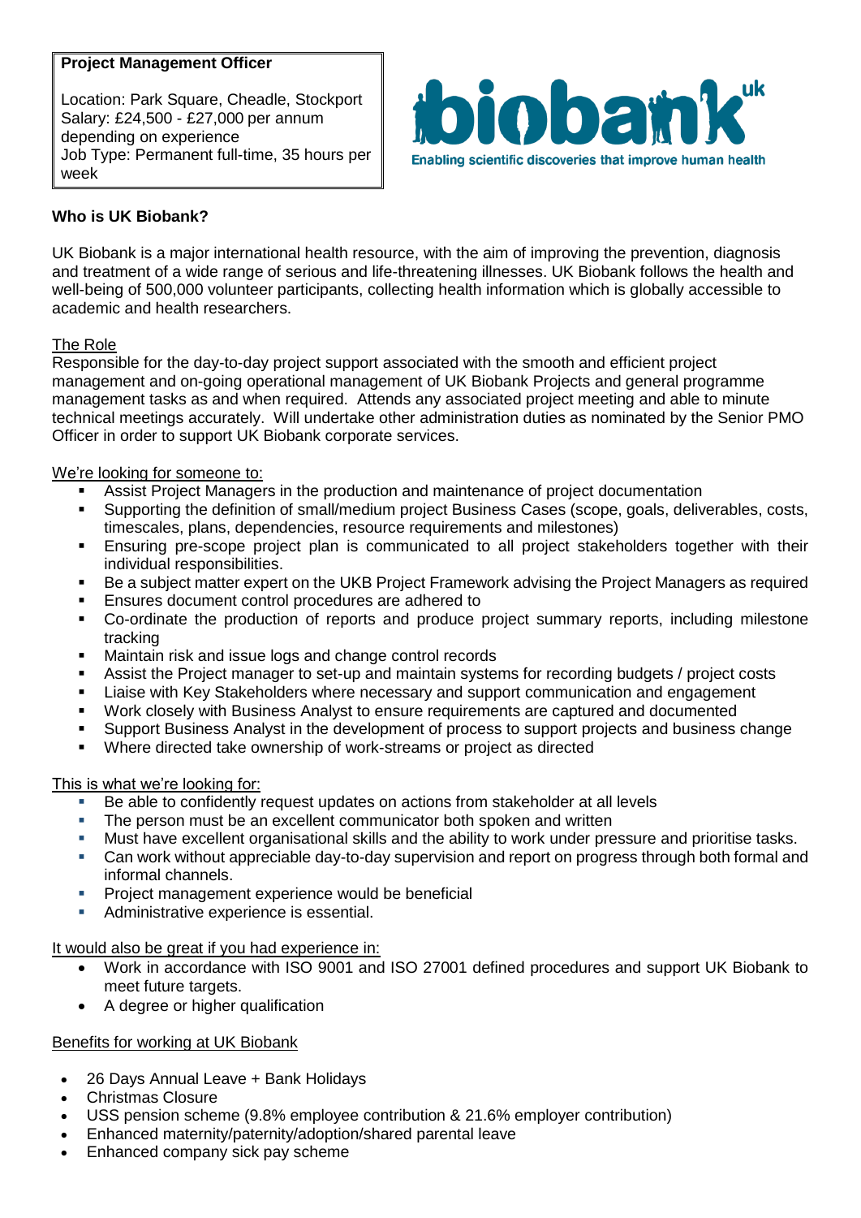**Project Management Officer**

Location: Park Square, Cheadle, Stockport
Salary: £24,500 - £27,000 per annum depending on experience
Job Type: Permanent full-time, 35 hours per week

biobank uk
Enabling scientific discoveries that improve human health

**Who is UK Biobank?**

UK Biobank is a major international health resource, with the aim of improving the prevention, diagnosis and treatment of a wide range of serious and life-threatening illnesses. UK Biobank follows the health and well-being of 500,000 volunteer participants, collecting health information which is globally accessible to academic and health researchers.

The Role

Responsible for the day-to-day project support associated with the smooth and efficient project management and on-going operational management of UK Biobank Projects and general programme management tasks as and when required. Attends any associated project meeting and able to minute technical meetings accurately. Will undertake other administration duties as nominated by the Senior PMO Officer in order to support UK Biobank corporate services.

We're looking for someone to:

- Assist Project Managers in the production and maintenance of project documentation
- Supporting the definition of small/medium project Business Cases (scope, goals, deliverables, costs, timescales, plans, dependencies, resource requirements and milestones)
- Ensuring pre-scope project plan is communicated to all project stakeholders together with their individual responsibilities.
- Be a subject matter expert on the UKB Project Framework advising the Project Managers as required
- Ensures document control procedures are adhered to
- Co-ordinate the production of reports and produce project summary reports, including milestone tracking
- Maintain risk and issue logs and change control records
- Assist the Project manager to set-up and maintain systems for recording budgets / project costs
- Liaise with Key Stakeholders where necessary and support communication and engagement
- Work closely with Business Analyst to ensure requirements are captured and documented
- Support Business Analyst in the development of process to support projects and business change
- Where directed take ownership of work-streams or project as directed

This is what we're looking for:

- Be able to confidently request updates on actions from stakeholder at all levels
- The person must be an excellent communicator both spoken and written
- Must have excellent organisational skills and the ability to work under pressure and prioritise tasks.
- Can work without appreciable day-to-day supervision and report on progress through both formal and informal channels.
- Project management experience would be beneficial
- Administrative experience is essential.

It would also be great if you had experience in:

- Work in accordance with ISO 9001 and ISO 27001 defined procedures and support UK Biobank to meet future targets.
- A degree or higher qualification

Benefits for working at UK Biobank

- 26 Days Annual Leave + Bank Holidays
- Christmas Closure
- USS pension scheme (9.8% employee contribution & 21.6% employer contribution)
- Enhanced maternity/paternity/adoption/shared parental leave
- Enhanced company sick pay scheme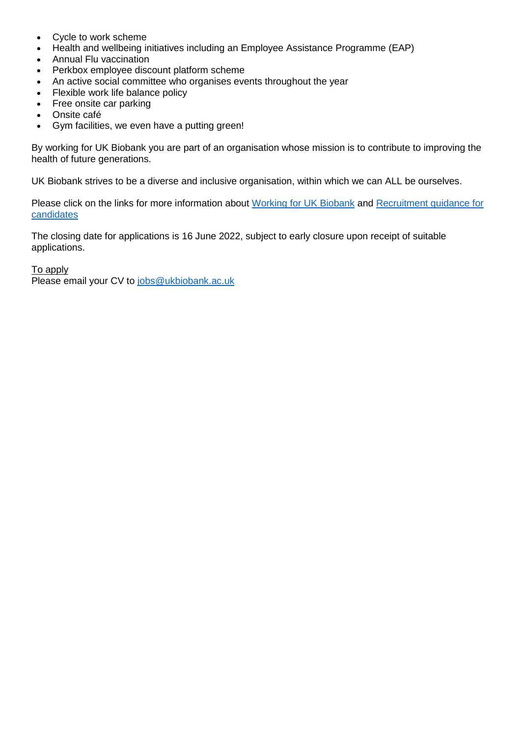- Cycle to work scheme
- Health and wellbeing initiatives including an Employee Assistance Programme (EAP)
- Annual Flu vaccination
- Perkbox employee discount platform scheme
- An active social committee who organises events throughout the year
- Flexible work life balance policy
- Free onsite car parking
- Onsite café
- Gym facilities, we even have a putting green!

By working for UK Biobank you are part of an organisation whose mission is to contribute to improving the health of future generations.

UK Biobank strives to be a diverse and inclusive organisation, within which we can ALL be ourselves.

Please click on the links for more information about Working for UK Biobank and Recruitment guidance for candidates

The closing date for applications is 16 June 2022, subject to early closure upon receipt of suitable applications.

To apply
Please email your CV to jobs@ukbiobank.ac.uk